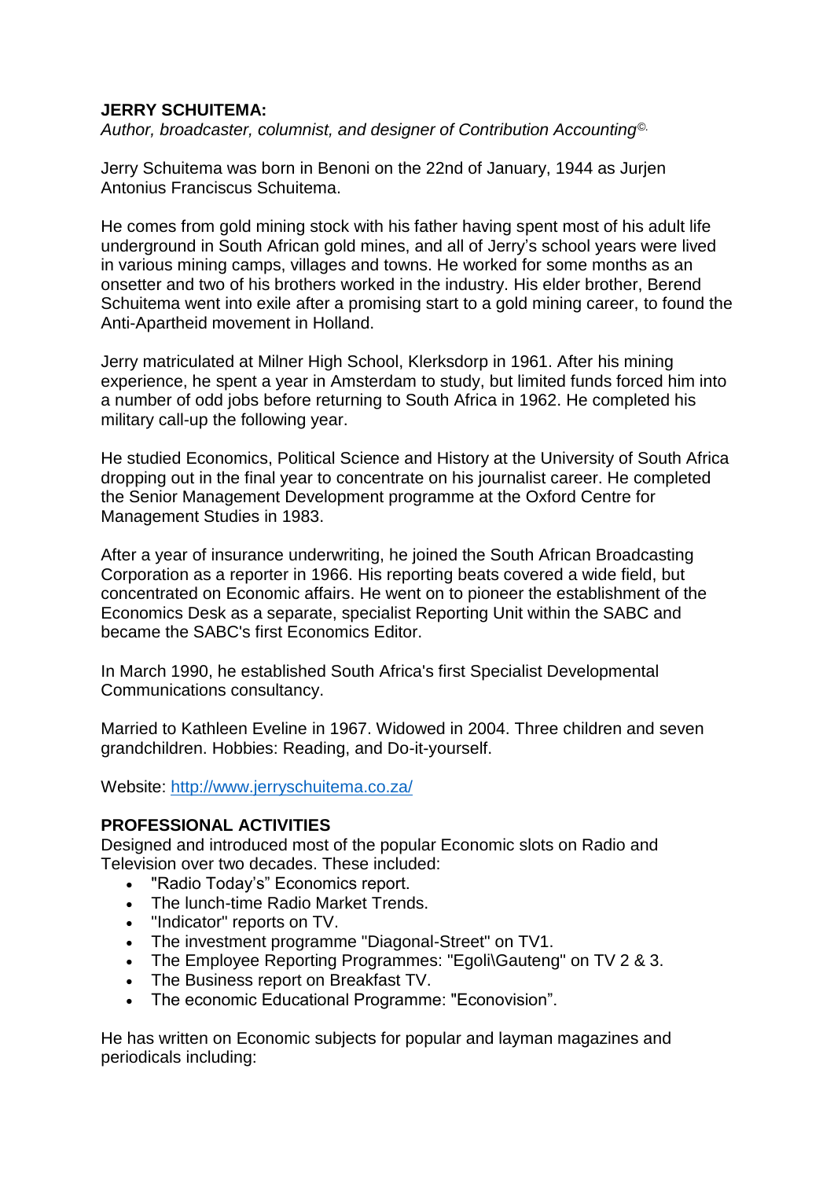**JERRY SCHUITEMA:**

*Author, broadcaster, columnist, and designer of Contribution Accounting©.*

Jerry Schuitema was born in Benoni on the 22nd of January, 1944 as Jurjen Antonius Franciscus Schuitema.

He comes from gold mining stock with his father having spent most of his adult life underground in South African gold mines, and all of Jerry's school years were lived in various mining camps, villages and towns. He worked for some months as an onsetter and two of his brothers worked in the industry. His elder brother, Berend Schuitema went into exile after a promising start to a gold mining career, to found the Anti-Apartheid movement in Holland.

Jerry matriculated at Milner High School, Klerksdorp in 1961. After his mining experience, he spent a year in Amsterdam to study, but limited funds forced him into a number of odd jobs before returning to South Africa in 1962. He completed his military call-up the following year.

He studied Economics, Political Science and History at the University of South Africa dropping out in the final year to concentrate on his journalist career. He completed the Senior Management Development programme at the Oxford Centre for Management Studies in 1983.

After a year of insurance underwriting, he joined the South African Broadcasting Corporation as a reporter in 1966. His reporting beats covered a wide field, but concentrated on Economic affairs. He went on to pioneer the establishment of the Economics Desk as a separate, specialist Reporting Unit within the SABC and became the SABC's first Economics Editor.

In March 1990, he established South Africa's first Specialist Developmental Communications consultancy.

Married to Kathleen Eveline in 1967. Widowed in 2004. Three children and seven grandchildren. Hobbies: Reading, and Do-it-yourself.

Website: [http://www.jerryschuitema.co.za/](http://www.jerryschuitema.co.za/)

**PROFESSIONAL ACTIVITIES**

Designed and introduced most of the popular Economic slots on Radio and Television over two decades. These included:

- "Radio Today's" Economics report.
- The lunch-time Radio Market Trends.
- "Indicator" reports on TV.
- The investment programme "Diagonal-Street" on TV1.
- The Employee Reporting Programmes: "Egoli\Gauteng" on TV 2 & 3.
- The Business report on Breakfast TV.
- The economic Educational Programme: "Econovision".

He has written on Economic subjects for popular and layman magazines and periodicals including: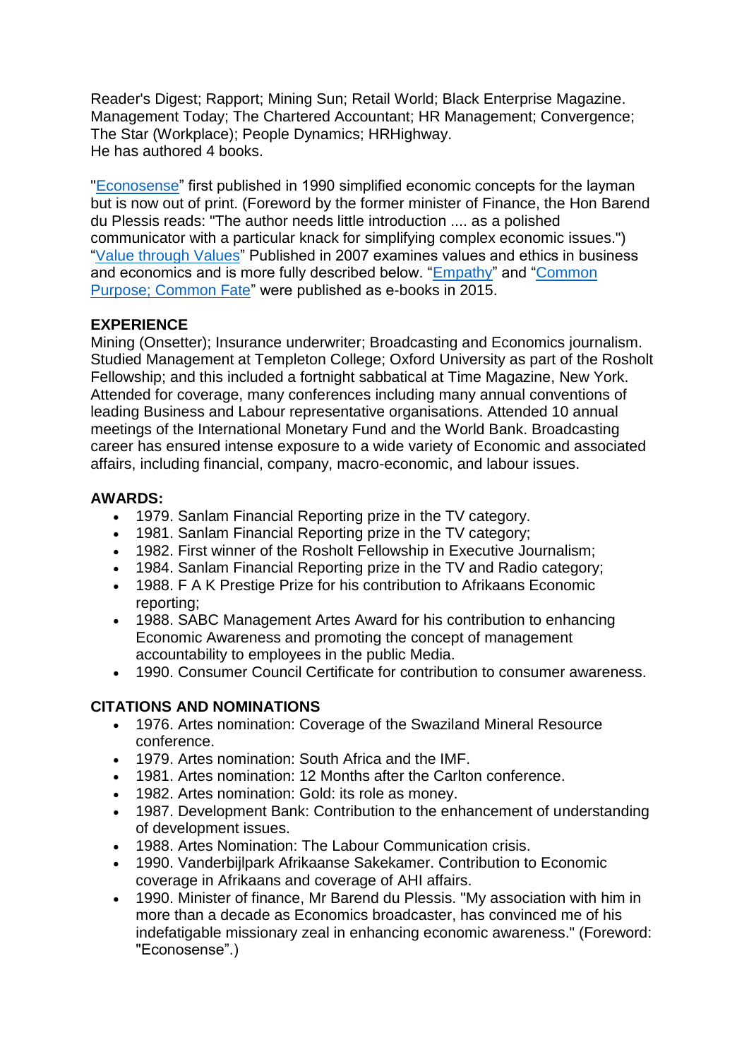Reader's Digest; Rapport; Mining Sun; Retail World; Black Enterprise Magazine. Management Today; The Chartered Accountant; HR Management; Convergence; The Star (Workplace); People Dynamics; HRHighway.
He has authored 4 books.

"Econosense" first published in 1990 simplified economic concepts for the layman but is now out of print. (Foreword by the former minister of Finance, the Hon Barend du Plessis reads: "The author needs little introduction .... as a polished communicator with a particular knack for simplifying complex economic issues.") "Value through Values" Published in 2007 examines values and ethics in business and economics and is more fully described below. "Empathy" and "Common Purpose; Common Fate" were published as e-books in 2015.

**EXPERIENCE**
Mining (Onsetter); Insurance underwriter; Broadcasting and Economics journalism. Studied Management at Templeton College; Oxford University as part of the Rosholt Fellowship; and this included a fortnight sabbatical at Time Magazine, New York. Attended for coverage, many conferences including many annual conventions of leading Business and Labour representative organisations. Attended 10 annual meetings of the International Monetary Fund and the World Bank. Broadcasting career has ensured intense exposure to a wide variety of Economic and associated affairs, including financial, company, macro-economic, and labour issues.

**AWARDS:**

- 1979. Sanlam Financial Reporting prize in the TV category.
- 1981. Sanlam Financial Reporting prize in the TV category;
- 1982. First winner of the Rosholt Fellowship in Executive Journalism;
- 1984. Sanlam Financial Reporting prize in the TV and Radio category;
- 1988. F A K Prestige Prize for his contribution to Afrikaans Economic reporting;
- 1988. SABC Management Artes Award for his contribution to enhancing Economic Awareness and promoting the concept of management accountability to employees in the public Media.
- 1990. Consumer Council Certificate for contribution to consumer awareness.

**CITATIONS AND NOMINATIONS**

- 1976. Artes nomination: Coverage of the Swaziland Mineral Resource conference.
- 1979. Artes nomination: South Africa and the IMF.
- 1981. Artes nomination: 12 Months after the Carlton conference.
- 1982. Artes nomination: Gold: its role as money.
- 1987. Development Bank: Contribution to the enhancement of understanding of development issues.
- 1988. Artes Nomination: The Labour Communication crisis.
- 1990. Vanderbijlpark Afrikaanse Sakekamer. Contribution to Economic coverage in Afrikaans and coverage of AHI affairs.
- 1990. Minister of finance, Mr Barend du Plessis. "My association with him in more than a decade as Economics broadcaster, has convinced me of his indefatigable missionary zeal in enhancing economic awareness." (Foreword: "Econosense".)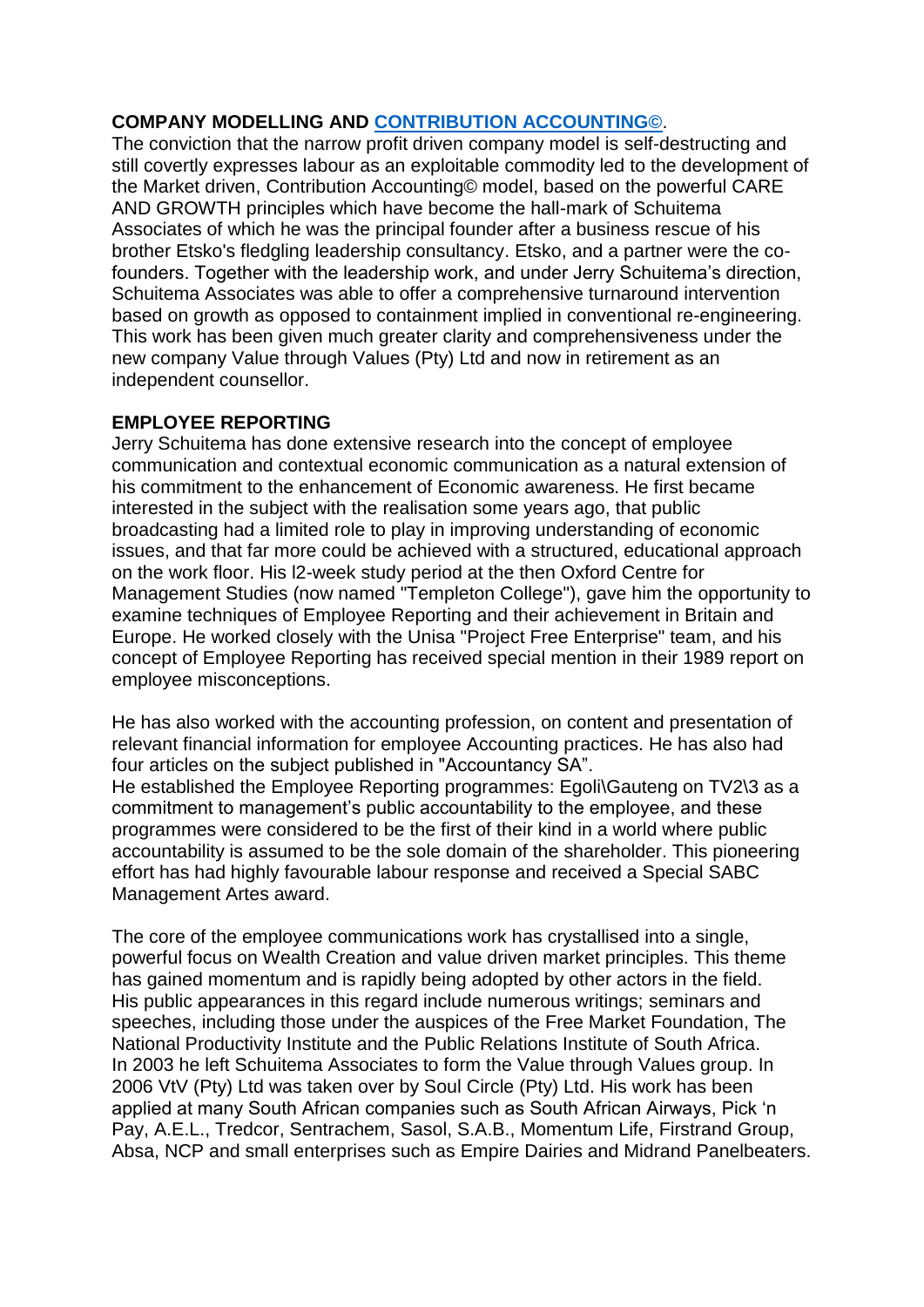## COMPANY MODELLING AND [CONTRIBUTION ACCOUNTING©](#).

The conviction that the narrow profit driven company model is self-destructing and still covertly expresses labour as an exploitable commodity led to the development of the Market driven, Contribution Accounting© model, based on the powerful CARE AND GROWTH principles which have become the hall-mark of Schuitema Associates of which he was the principal founder after a business rescue of his brother Etsko's fledgling leadership consultancy. Etsko, and a partner were the co-founders. Together with the leadership work, and under Jerry Schuitema's direction, Schuitema Associates was able to offer a comprehensive turnaround intervention based on growth as opposed to containment implied in conventional re-engineering. This work has been given much greater clarity and comprehensiveness under the new company Value through Values (Pty) Ltd and now in retirement as an independent counsellor.

## EMPLOYEE REPORTING

Jerry Schuitema has done extensive research into the concept of employee communication and contextual economic communication as a natural extension of his commitment to the enhancement of Economic awareness. He first became interested in the subject with the realisation some years ago, that public broadcasting had a limited role to play in improving understanding of economic issues, and that far more could be achieved with a structured, educational approach on the work floor. His l2-week study period at the then Oxford Centre for Management Studies (now named "Templeton College"), gave him the opportunity to examine techniques of Employee Reporting and their achievement in Britain and Europe. He worked closely with the Unisa "Project Free Enterprise" team, and his concept of Employee Reporting has received special mention in their 1989 report on employee misconceptions.

He has also worked with the accounting profession, on content and presentation of relevant financial information for employee Accounting practices. He has also had four articles on the subject published in "Accountancy SA".

He established the Employee Reporting programmes: Egoli\Gauteng on TV2\3 as a commitment to management's public accountability to the employee, and these programmes were considered to be the first of their kind in a world where public accountability is assumed to be the sole domain of the shareholder. This pioneering effort has had highly favourable labour response and received a Special SABC Management Artes award.

The core of the employee communications work has crystallised into a single, powerful focus on Wealth Creation and value driven market principles. This theme has gained momentum and is rapidly being adopted by other actors in the field. His public appearances in this regard include numerous writings; seminars and speeches, including those under the auspices of the Free Market Foundation, The National Productivity Institute and the Public Relations Institute of South Africa. In 2003 he left Schuitema Associates to form the Value through Values group. In 2006 VtV (Pty) Ltd was taken over by Soul Circle (Pty) Ltd. His work has been applied at many South African companies such as South African Airways, Pick 'n Pay, A.E.L., Tredcor, Sentrachem, Sasol, S.A.B., Momentum Life, Firstrand Group, Absa, NCP and small enterprises such as Empire Dairies and Midrand Panelbeaters.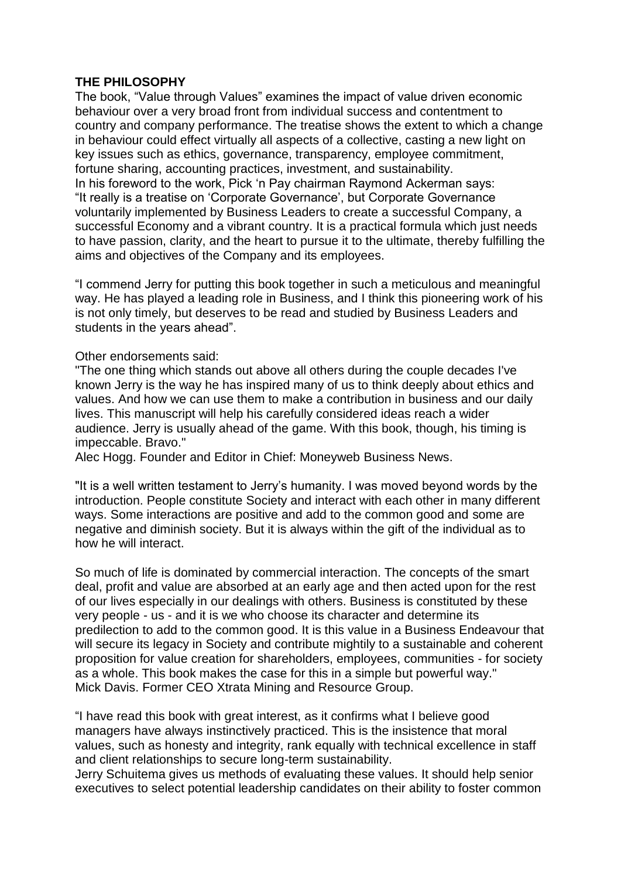**THE PHILOSOPHY**

The book, "Value through Values" examines the impact of value driven economic behaviour over a very broad front from individual success and contentment to country and company performance. The treatise shows the extent to which a change in behaviour could effect virtually all aspects of a collective, casting a new light on key issues such as ethics, governance, transparency, employee commitment, fortune sharing, accounting practices, investment, and sustainability.
In his foreword to the work, Pick 'n Pay chairman Raymond Ackerman says: "It really is a treatise on 'Corporate Governance', but Corporate Governance voluntarily implemented by Business Leaders to create a successful Company, a successful Economy and a vibrant country. It is a practical formula which just needs to have passion, clarity, and the heart to pursue it to the ultimate, thereby fulfilling the aims and objectives of the Company and its employees.

"I commend Jerry for putting this book together in such a meticulous and meaningful way. He has played a leading role in Business, and I think this pioneering work of his is not only timely, but deserves to be read and studied by Business Leaders and students in the years ahead".

Other endorsements said:
"The one thing which stands out above all others during the couple decades I've known Jerry is the way he has inspired many of us to think deeply about ethics and values. And how we can use them to make a contribution in business and our daily lives. This manuscript will help his carefully considered ideas reach a wider audience. Jerry is usually ahead of the game. With this book, though, his timing is impeccable. Bravo."
Alec Hogg. Founder and Editor in Chief: Moneyweb Business News.

"It is a well written testament to Jerry's humanity. I was moved beyond words by the introduction. People constitute Society and interact with each other in many different ways. Some interactions are positive and add to the common good and some are negative and diminish society. But it is always within the gift of the individual as to how he will interact.

So much of life is dominated by commercial interaction. The concepts of the smart deal, profit and value are absorbed at an early age and then acted upon for the rest of our lives especially in our dealings with others. Business is constituted by these very people - us - and it is we who choose its character and determine its predilection to add to the common good. It is this value in a Business Endeavour that will secure its legacy in Society and contribute mightily to a sustainable and coherent proposition for value creation for shareholders, employees, communities - for society as a whole. This book makes the case for this in a simple but powerful way."
Mick Davis. Former CEO Xtrata Mining and Resource Group.

"I have read this book with great interest, as it confirms what I believe good managers have always instinctively practiced. This is the insistence that moral values, such as honesty and integrity, rank equally with technical excellence in staff and client relationships to secure long-term sustainability.
Jerry Schuitema gives us methods of evaluating these values. It should help senior executives to select potential leadership candidates on their ability to foster common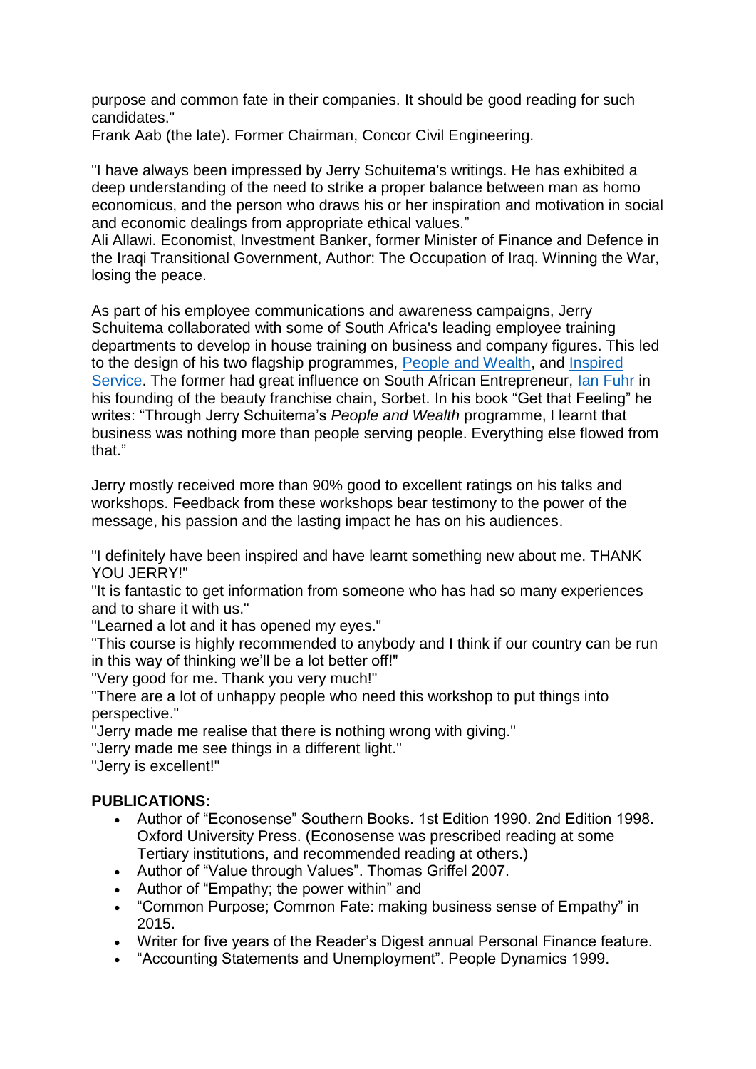purpose and common fate in their companies. It should be good reading for such candidates."
Frank Aab (the late). Former Chairman, Concor Civil Engineering.

"I have always been impressed by Jerry Schuitema's writings. He has exhibited a deep understanding of the need to strike a proper balance between man as homo economicus, and the person who draws his or her inspiration and motivation in social and economic dealings from appropriate ethical values."
Ali Allawi. Economist, Investment Banker, former Minister of Finance and Defence in the Iraqi Transitional Government, Author: The Occupation of Iraq. Winning the War, losing the peace.

As part of his employee communications and awareness campaigns, Jerry Schuitema collaborated with some of South Africa's leading employee training departments to develop in house training on business and company figures. This led to the design of his two flagship programmes, People and Wealth, and Inspired Service. The former had great influence on South African Entrepreneur, Ian Fuhr in his founding of the beauty franchise chain, Sorbet. In his book "Get that Feeling" he writes: "Through Jerry Schuitema's *People and Wealth* programme, I learnt that business was nothing more than people serving people. Everything else flowed from that."

Jerry mostly received more than 90% good to excellent ratings on his talks and workshops. Feedback from these workshops bear testimony to the power of the message, his passion and the lasting impact he has on his audiences.

"I definitely have been inspired and have learnt something new about me. THANK YOU JERRY!"
"It is fantastic to get information from someone who has had so many experiences and to share it with us."
"Learned a lot and it has opened my eyes."
"This course is highly recommended to anybody and I think if our country can be run in this way of thinking we'll be a lot better off!"
"Very good for me. Thank you very much!"
"There are a lot of unhappy people who need this workshop to put things into perspective."
"Jerry made me realise that there is nothing wrong with giving."
"Jerry made me see things in a different light."
"Jerry is excellent!"

**PUBLICATIONS:**

- Author of "Econosense" Southern Books. 1st Edition 1990. 2nd Edition 1998. Oxford University Press. (Econosense was prescribed reading at some Tertiary institutions, and recommended reading at others.)
- Author of "Value through Values". Thomas Griffel 2007.
- Author of "Empathy; the power within" and
- "Common Purpose; Common Fate: making business sense of Empathy" in 2015.
- Writer for five years of the Reader's Digest annual Personal Finance feature.
- "Accounting Statements and Unemployment". People Dynamics 1999.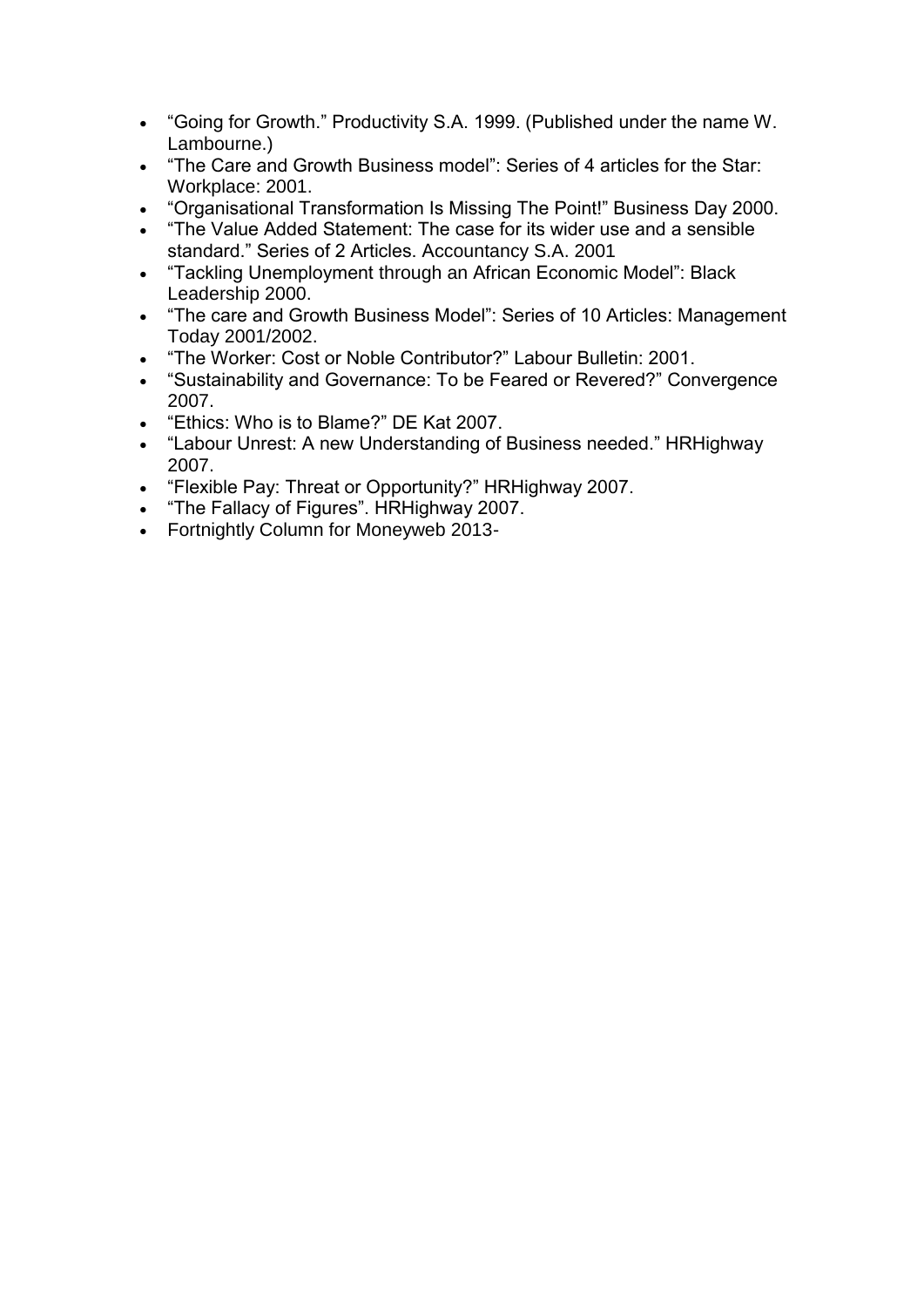- “Going for Growth.” Productivity S.A. 1999. (Published under the name W. Lambourne.)
- “The Care and Growth Business model”: Series of 4 articles for the Star: Workplace: 2001.
- “Organisational Transformation Is Missing The Point!” Business Day 2000.
- “The Value Added Statement: The case for its wider use and a sensible standard.” Series of 2 Articles. Accountancy S.A. 2001
- “Tackling Unemployment through an African Economic Model”: Black Leadership 2000.
- “The care and Growth Business Model”: Series of 10 Articles: Management Today 2001/2002.
- “The Worker: Cost or Noble Contributor?” Labour Bulletin: 2001.
- “Sustainability and Governance: To be Feared or Revered?” Convergence 2007.
- “Ethics: Who is to Blame?” DE Kat 2007.
- “Labour Unrest: A new Understanding of Business needed.” HRHighway 2007.
- “Flexible Pay: Threat or Opportunity?” HRHighway 2007.
- “The Fallacy of Figures”. HRHighway 2007.
- Fortnightly Column for Moneyweb 2013-